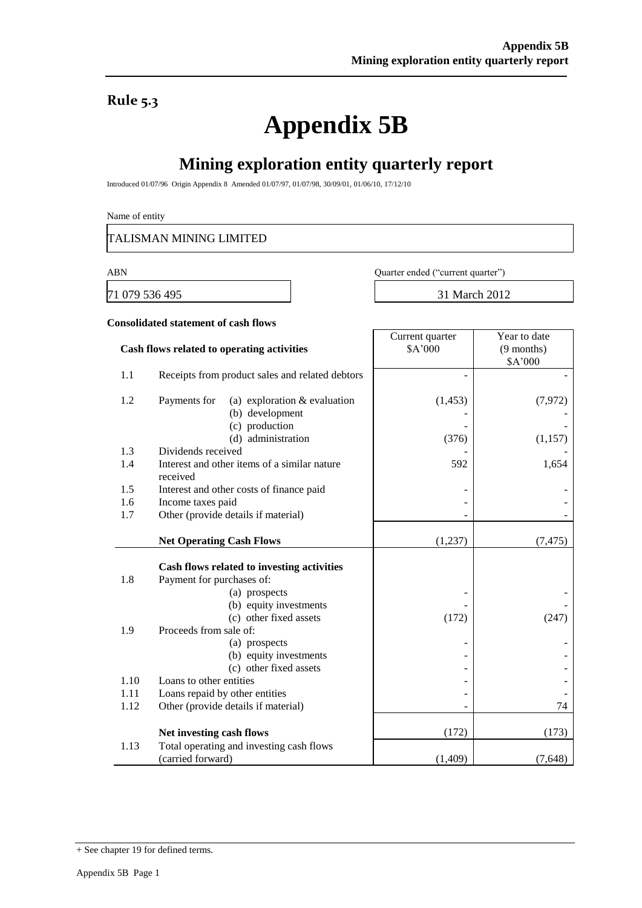## Rule 5.3

# Appendix 5B

## Mining exploration entity quarterly report

Introduced 01/07/96 Origin Appendix 8 Amended 01/07/97, 01/07/98, 30/09/01, 01/06/10, 17/12/10

Name of entity

TALISMAN MINING LIMITED

| ABN | Quarter ended ("current quarter") |
|---|---|
| 71 079 536 495 | 31 March 2012 |

**Consolidated statement of cash flows**

| | **Cash flows related to operating activities** | Current quarter $A'000 | Year to date (9 months) $A'000 |
|---|---|---|---|
| 1.1 | Receipts from product sales and related debtors | - | - |
| 1.2 | Payments for (a) exploration & evaluation | (1,453) | (7,972) |
| | (b) development | - | - |
| | (c) production | - | - |
| | (d) administration | (376) | (1,157) |
| 1.3 | Dividends received | - | - |
| 1.4 | Interest and other items of a similar nature received | 592 | 1,654 |
| 1.5 | Interest and other costs of finance paid | - | - |
| 1.6 | Income taxes paid | - | - |
| 1.7 | Other (provide details if material) | - | - |
| | **Net Operating Cash Flows** | (1,237) | (7,475) |
| | **Cash flows related to investing activities** | | |
| 1.8 | Payment for purchases of: | | |
| | (a) prospects | - | - |
| | (b) equity investments | - | - |
| | (c) other fixed assets | (172) | (247) |
| 1.9 | Proceeds from sale of: | | |
| | (a) prospects | - | - |
| | (b) equity investments | - | - |
| | (c) other fixed assets | - | - |
| 1.10 | Loans to other entities | - | - |
| 1.11 | Loans repaid by other entities | - | - |
| 1.12 | Other (provide details if material) | - | 74 |
| | **Net investing cash flows** | (172) | (173) |
| 1.13 | Total operating and investing cash flows (carried forward) | (1,409) | (7,648) |

+ See chapter 19 for defined terms.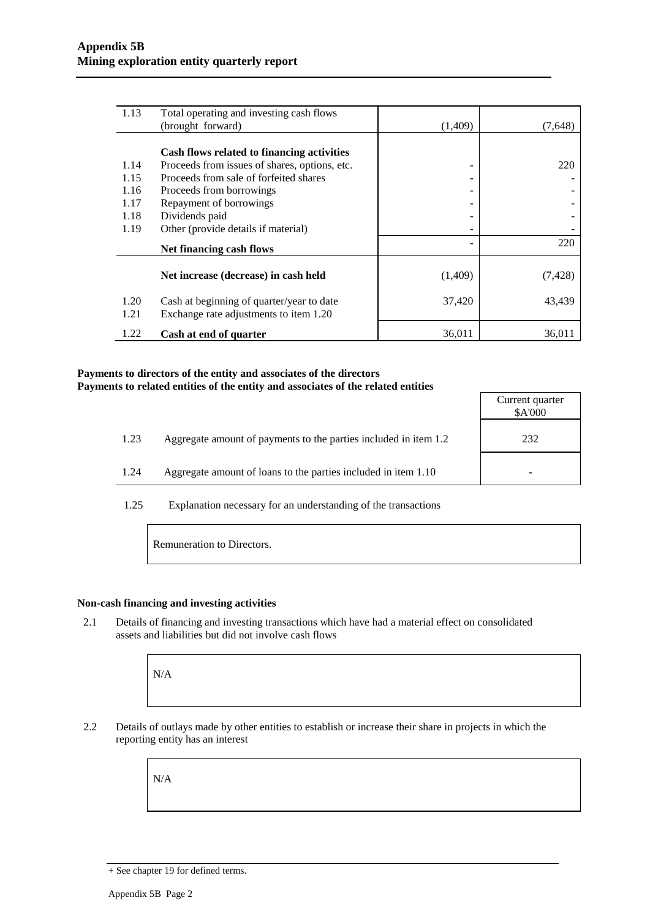| | | | |
|---|---|---|---|
| 1.13 | Total operating and investing cash flows (brought forward) | (1,409) | (7,648) |
| | **Cash flows related to financing activities** | | |
| 1.14 | Proceeds from issues of shares, options, etc. | - | 220 |
| 1.15 | Proceeds from sale of forfeited shares | - | - |
| 1.16 | Proceeds from borrowings | - | - |
| 1.17 | Repayment of borrowings | - | - |
| 1.18 | Dividends paid | - | - |
| 1.19 | Other (provide details if material) | - | - |
| | **Net financing cash flows** | - | 220 |
| | **Net increase (decrease) in cash held** | (1,409) | (7,428) |
| 1.20 | Cash at beginning of quarter/year to date | 37,420 | 43,439 |
| 1.21 | Exchange rate adjustments to item 1.20 | | |
| 1.22 | **Cash at end of quarter** | 36,011 | 36,011 |

**Payments to directors of the entity and associates of the directors**
**Payments to related entities of the entity and associates of the related entities**

| | | Current quarter $A'000 |
|---|---|---|
| 1.23 | Aggregate amount of payments to the parties included in item 1.2 | 232 |
| 1.24 | Aggregate amount of loans to the parties included in item 1.10 | - |

1.25 Explanation necessary for an understanding of the transactions

Remuneration to Directors.

**Non-cash financing and investing activities**

2.1 Details of financing and investing transactions which have had a material effect on consolidated assets and liabilities but did not involve cash flows

N/A

2.2 Details of outlays made by other entities to establish or increase their share in projects in which the reporting entity has an interest

N/A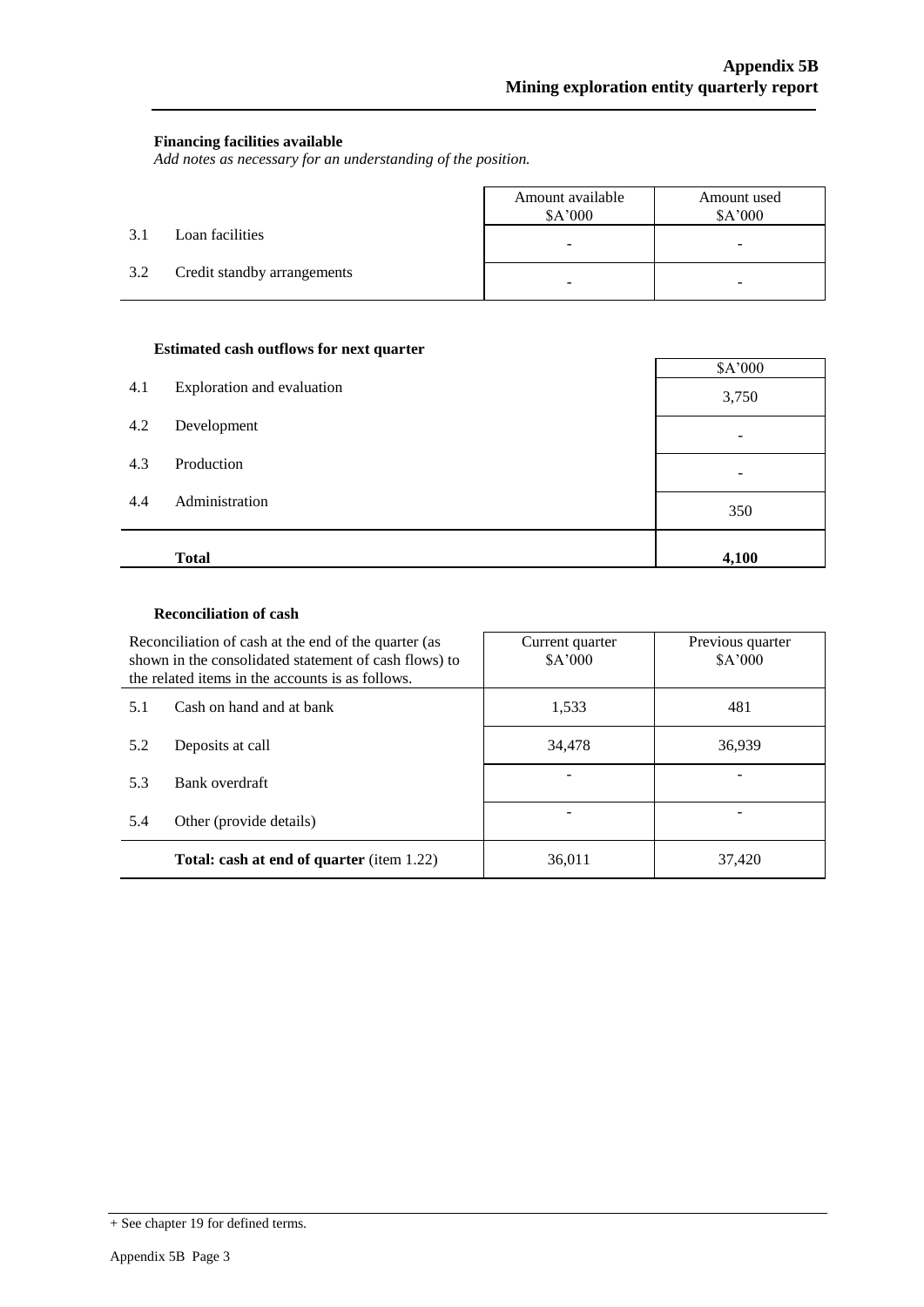**Financing facilities available**

*Add notes as necessary for an understanding of the position.*

| | | Amount available \$A'000 | Amount used \$A'000 |
|---|---|---|---|
| 3.1 | Loan facilities | - | - |
| 3.2 | Credit standby arrangements | - | - |

**Estimated cash outflows for next quarter**

| | | \$A'000 |
|---|---|---|
| 4.1 | Exploration and evaluation | 3,750 |
| 4.2 | Development | - |
| 4.3 | Production | - |
| 4.4 | Administration | 350 |
| | **Total** | **4,100** |

**Reconciliation of cash**

| Reconciliation of cash at the end of the quarter (as shown in the consolidated statement of cash flows) to the related items in the accounts is as follows. | | Current quarter \$A'000 | Previous quarter \$A'000 |
|---|---|---|---|
| 5.1 | Cash on hand and at bank | 1,533 | 481 |
| 5.2 | Deposits at call | 34,478 | 36,939 |
| 5.3 | Bank overdraft | - | - |
| 5.4 | Other (provide details) | - | - |
| | **Total: cash at end of quarter** (item 1.22) | 36,011 | 37,420 |

+ See chapter 19 for defined terms.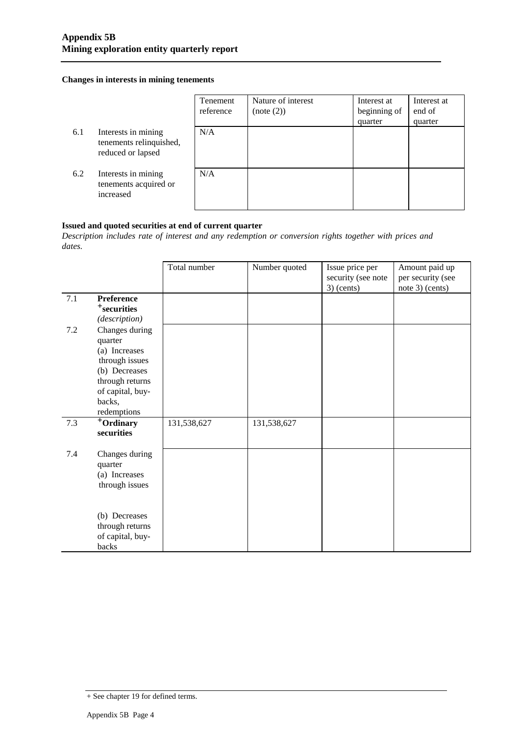## Appendix 5B
## Mining exploration entity quarterly report

### Changes in interests in mining tenements

| | | Tenement reference | Nature of interest (note (2)) | Interest at beginning of quarter | Interest at end of quarter |
|---|---|---|---|---|---|
| 6.1 | Interests in mining tenements relinquished, reduced or lapsed | N/A | | | |
| 6.2 | Interests in mining tenements acquired or increased | N/A | | | |

### Issued and quoted securities at end of current quarter

*Description includes rate of interest and any redemption or conversion rights together with prices and dates.*

| | | Total number | Number quoted | Issue price per security (see note 3) (cents) | Amount paid up per security (see note 3) (cents) |
|---|---|---|---|---|---|
| 7.1 | **Preference +securities** *(description)* | | | | |
| 7.2 | Changes during quarter (a) Increases through issues (b) Decreases through returns of capital, buy-backs, redemptions | | | | |
| 7.3 | **+Ordinary securities** | 131,538,627 | 131,538,627 | | |
| 7.4 | Changes during quarter (a) Increases through issues (b) Decreases through returns of capital, buy-backs | | | | |

+ See chapter 19 for defined terms.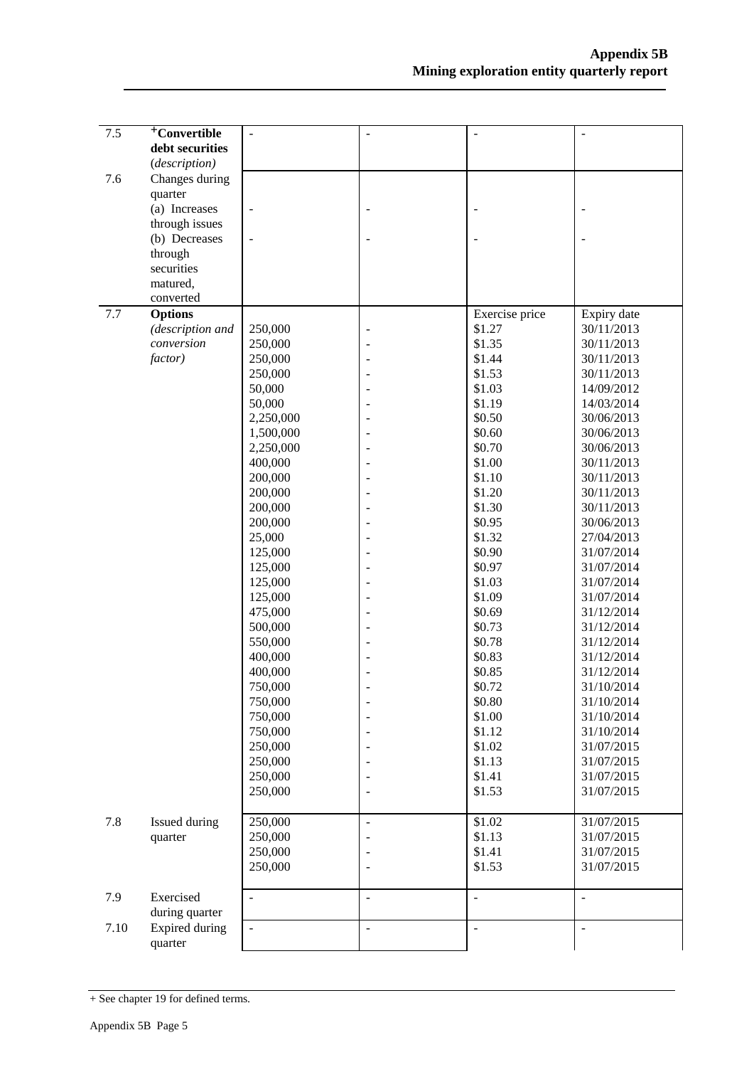| | | | | | |
|---|---|---|---|---|---|
| 7.5 | **+Convertible debt securities** (*description*) | - | - | - | - |
| 7.6 | Changes during quarter<br>(a) Increases through issues<br>(b) Decreases through securities matured, converted | <br><br>-<br><br>- | <br><br>-<br><br>- | <br><br>-<br><br>- | <br><br>-<br><br>- |
| 7.7 | **Options** *(description and conversion factor)* | | | Exercise price | Expiry date |
| | | 250,000 | - | $1.27 | 30/11/2013 |
| | | 250,000 | - | $1.35 | 30/11/2013 |
| | | 250,000 | - | $1.44 | 30/11/2013 |
| | | 250,000 | - | $1.53 | 30/11/2013 |
| | | 50,000 | - | $1.03 | 14/09/2012 |
| | | 50,000 | - | $1.19 | 14/03/2014 |
| | | 2,250,000 | - | $0.50 | 30/06/2013 |
| | | 1,500,000 | - | $0.60 | 30/06/2013 |
| | | 2,250,000 | - | $0.70 | 30/06/2013 |
| | | 400,000 | - | $1.00 | 30/11/2013 |
| | | 200,000 | - | $1.10 | 30/11/2013 |
| | | 200,000 | - | $1.20 | 30/11/2013 |
| | | 200,000 | - | $1.30 | 30/11/2013 |
| | | 200,000 | - | $0.95 | 30/06/2013 |
| | | 25,000 | - | $1.32 | 27/04/2013 |
| | | 125,000 | - | $0.90 | 31/07/2014 |
| | | 125,000 | - | $0.97 | 31/07/2014 |
| | | 125,000 | - | $1.03 | 31/07/2014 |
| | | 125,000 | - | $1.09 | 31/07/2014 |
| | | 475,000 | - | $0.69 | 31/12/2014 |
| | | 500,000 | - | $0.73 | 31/12/2014 |
| | | 550,000 | - | $0.78 | 31/12/2014 |
| | | 400,000 | - | $0.83 | 31/12/2014 |
| | | 400,000 | - | $0.85 | 31/12/2014 |
| | | 750,000 | - | $0.72 | 31/10/2014 |
| | | 750,000 | - | $0.80 | 31/10/2014 |
| | | 750,000 | - | $1.00 | 31/10/2014 |
| | | 750,000 | - | $1.12 | 31/10/2014 |
| | | 250,000 | - | $1.02 | 31/07/2015 |
| | | 250,000 | - | $1.13 | 31/07/2015 |
| | | 250,000 | - | $1.41 | 31/07/2015 |
| | | 250,000 | - | $1.53 | 31/07/2015 |
| 7.8 | Issued during quarter | 250,000 | - | $1.02 | 31/07/2015 |
| | | 250,000 | - | $1.13 | 31/07/2015 |
| | | 250,000 | - | $1.41 | 31/07/2015 |
| | | 250,000 | - | $1.53 | 31/07/2015 |
| 7.9 | Exercised during quarter | - | - | - | - |
| 7.10 | Expired during quarter | - | - | - | - |

+ See chapter 19 for defined terms.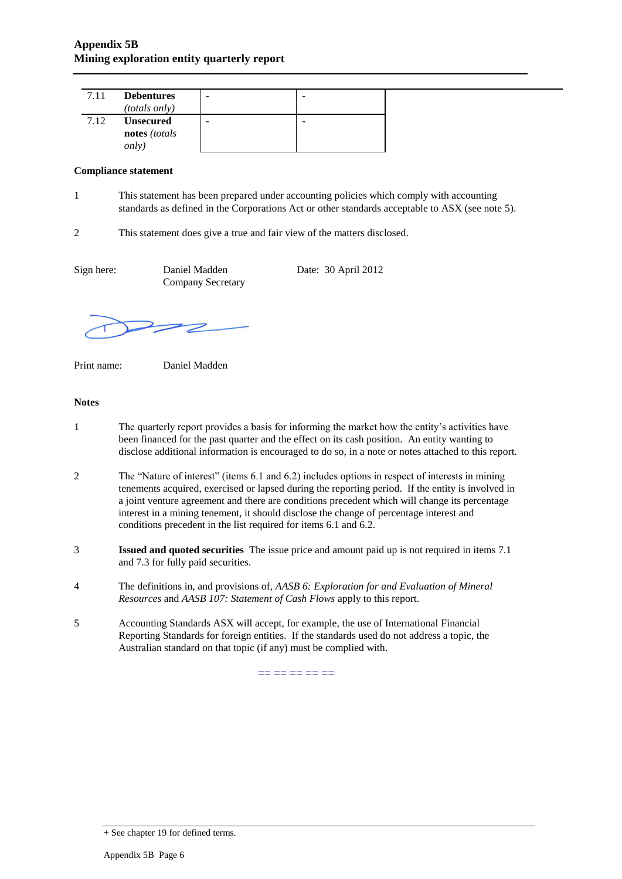| | | | |
|---|---|---|---|
| 7.11 | **Debentures** *(totals only)* | - | - |
| 7.12 | **Unsecured notes** *(totals only)* | - | - |

**Compliance statement**

1 This statement has been prepared under accounting policies which comply with accounting standards as defined in the Corporations Act or other standards acceptable to ASX (see note 5).

2 This statement does give a true and fair view of the matters disclosed.

Sign here: Daniel Madden
Company Secretary

Date: 30 April 2012

Print name: Daniel Madden

**Notes**

1 The quarterly report provides a basis for informing the market how the entity's activities have been financed for the past quarter and the effect on its cash position. An entity wanting to disclose additional information is encouraged to do so, in a note or notes attached to this report.

2 The "Nature of interest" (items 6.1 and 6.2) includes options in respect of interests in mining tenements acquired, exercised or lapsed during the reporting period. If the entity is involved in a joint venture agreement and there are conditions precedent which will change its percentage interest in a mining tenement, it should disclose the change of percentage interest and conditions precedent in the list required for items 6.1 and 6.2.

3 **Issued and quoted securities** The issue price and amount paid up is not required in items 7.1 and 7.3 for fully paid securities.

4 The definitions in, and provisions of, *AASB 6: Exploration for and Evaluation of Mineral Resources* and *AASB 107: Statement of Cash Flows* apply to this report.

5 Accounting Standards ASX will accept, for example, the use of International Financial Reporting Standards for foreign entities. If the standards used do not address a topic, the Australian standard on that topic (if any) must be complied with.

== == == == ==

+ See chapter 19 for defined terms.